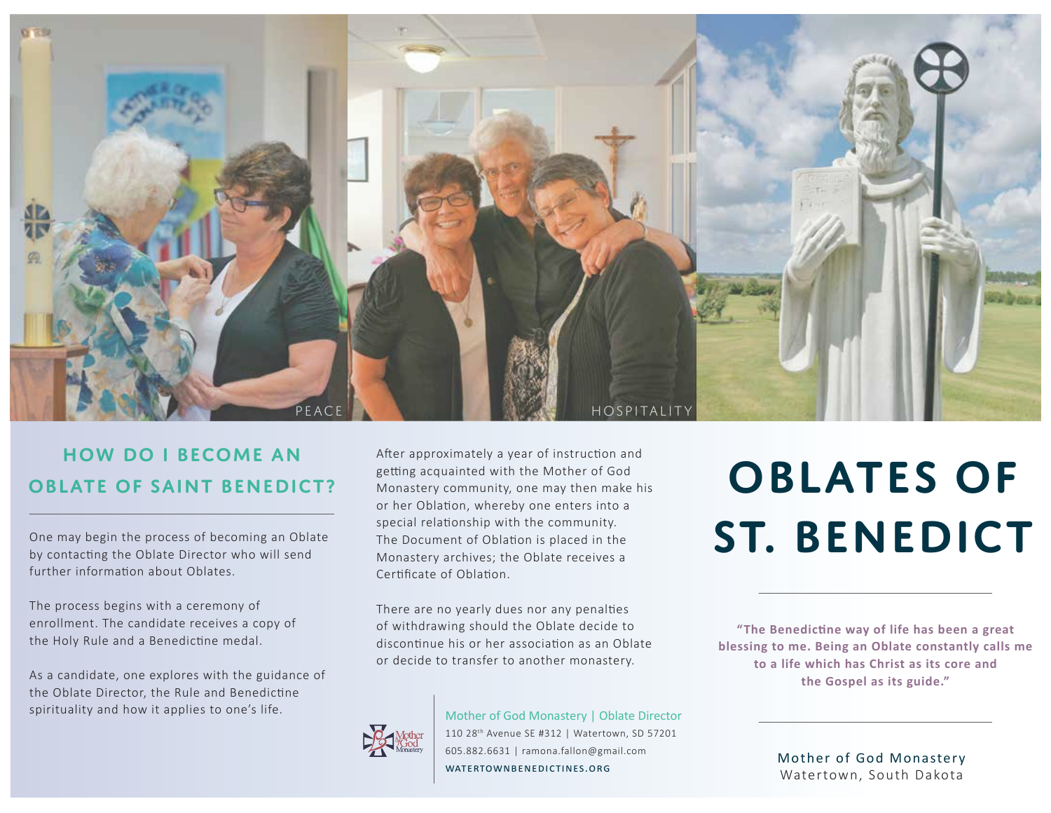PEACE

HOSPITALITY

## HOW DO I BECOME AN OBLATE OF SAINT BENEDICT?

One may begin the process of becoming an Oblate by contacting the Oblate Director who will send further information about Oblates.

The process begins with a ceremony of enrollment. The candidate receives a copy of the Holy Rule and a Benedictine medal.

As a candidate, one explores with the guidance of the Oblate Director, the Rule and Benedictine spirituality and how it applies to one's life.

After approximately a year of instruction and getting acquainted with the Mother of God Monastery community, one may then make his or her Oblation, whereby one enters into a special relationship with the community. The Document of Oblation is placed in the Monastery archives; the Oblate receives a Certificate of Oblation.

There are no yearly dues nor any penalties of withdrawing should the Oblate decide to discontinue his or her association as an Oblate or decide to transfer to another monastery.

Mother of God Monastery | Oblate Director
110 28th Avenue SE #312 | Watertown, SD 57201
605.882.6631 | ramona.fallon@gmail.com
WATERTOWNBENEDICTINES.ORG

# OBLATES OF ST. BENEDICT

**"The Benedictine way of life has been a great blessing to me. Being an Oblate constantly calls me to a life which has Christ as its core and the Gospel as its guide."**

Mother of God Monastery
Watertown, South Dakota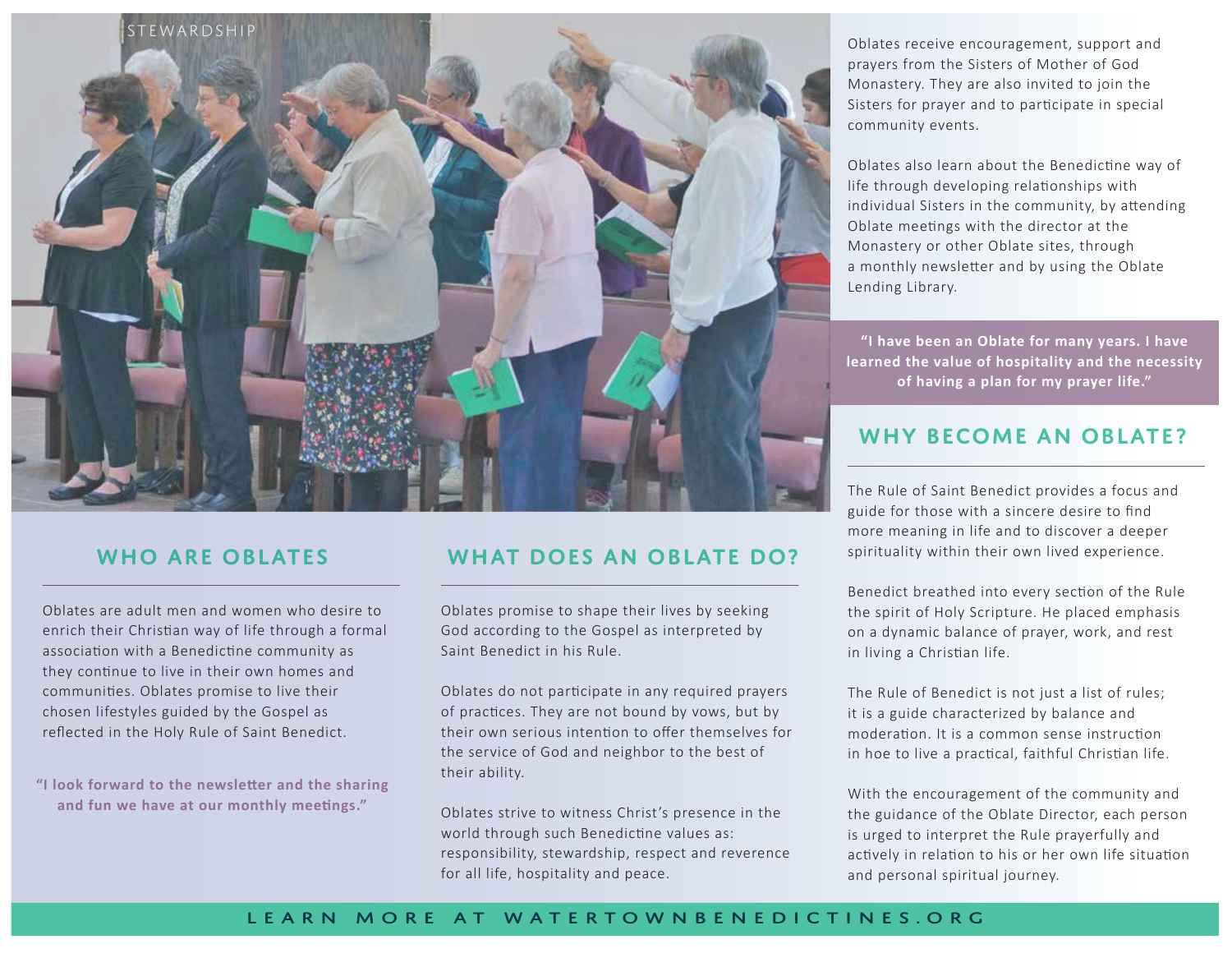STEWARDSHIP

## WHO ARE OBLATES

Oblates are adult men and women who desire to enrich their Christian way of life through a formal association with a Benedictine community as they continue to live in their own homes and communities. Oblates promise to live their chosen lifestyles guided by the Gospel as reflected in the Holy Rule of Saint Benedict.

**"I look forward to the newsletter and the sharing and fun we have at our monthly meetings."**

## WHAT DOES AN OBLATE DO?

Oblates promise to shape their lives by seeking God according to the Gospel as interpreted by Saint Benedict in his Rule.

Oblates do not participate in any required prayers of practices. They are not bound by vows, but by their own serious intention to offer themselves for the service of God and neighbor to the best of their ability.

Oblates strive to witness Christ's presence in the world through such Benedictine values as: responsibility, stewardship, respect and reverence for all life, hospitality and peace.

Oblates receive encouragement, support and prayers from the Sisters of Mother of God Monastery. They are also invited to join the Sisters for prayer and to participate in special community events.

Oblates also learn about the Benedictine way of life through developing relationships with individual Sisters in the community, by attending Oblate meetings with the director at the Monastery or other Oblate sites, through a monthly newsletter and by using the Oblate Lending Library.

**"I have been an Oblate for many years. I have learned the value of hospitality and the necessity of having a plan for my prayer life."**

## WHY BECOME AN OBLATE?

The Rule of Saint Benedict provides a focus and guide for those with a sincere desire to find more meaning in life and to discover a deeper spirituality within their own lived experience.

Benedict breathed into every section of the Rule the spirit of Holy Scripture. He placed emphasis on a dynamic balance of prayer, work, and rest in living a Christian life.

The Rule of Benedict is not just a list of rules; it is a guide characterized by balance and moderation. It is a common sense instruction in hoe to live a practical, faithful Christian life.

With the encouragement of the community and the guidance of the Oblate Director, each person is urged to interpret the Rule prayerfully and actively in relation to his or her own life situation and personal spiritual journey.

LEARN MORE AT WATERTOWNBENEDICTINES.ORG